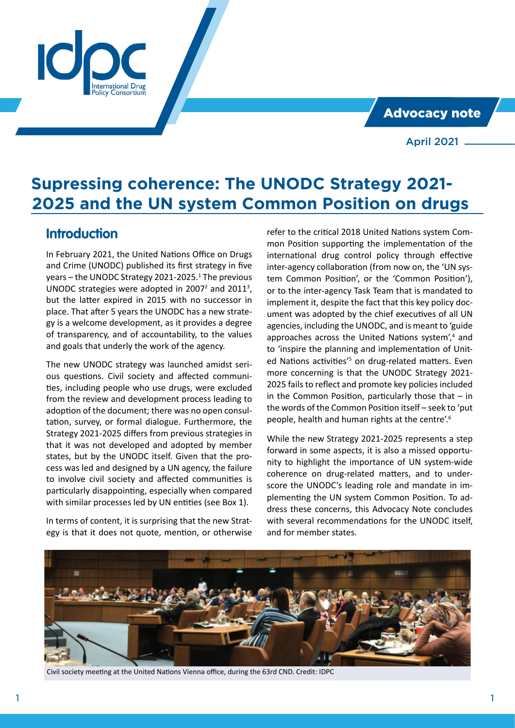idpc International Drug Policy Consortium

Advocacy note

April 2021

# Supressing coherence: The UNODC Strategy 2021-2025 and the UN system Common Position on drugs

## Introduction

In February 2021, the United Nations Office on Drugs and Crime (UNODC) published its first strategy in five years – the UNODC Strategy 2021-2025.[1] The previous UNODC strategies were adopted in 2007[2] and 2011[3], but the latter expired in 2015 with no successor in place. That after 5 years the UNODC has a new strategy is a welcome development, as it provides a degree of transparency, and of accountability, to the values and goals that underly the work of the agency.

The new UNODC strategy was launched amidst serious questions. Civil society and affected communities, including people who use drugs, were excluded from the review and development process leading to adoption of the document; there was no open consultation, survey, or formal dialogue. Furthermore, the Strategy 2021-2025 differs from previous strategies in that it was not developed and adopted by member states, but by the UNODC itself. Given that the process was led and designed by a UN agency, the failure to involve civil society and affected communities is particularly disappointing, especially when compared with similar processes led by UN entities (see Box 1).

In terms of content, it is surprising that the new Strategy is that it does not quote, mention, or otherwise refer to the critical 2018 United Nations system Common Position supporting the implementation of the international drug control policy through effective inter-agency collaboration (from now on, the 'UN system Common Position', or the 'Common Position'), or to the inter-agency Task Team that is mandated to implement it, despite the fact that this key policy document was adopted by the chief executives of all UN agencies, including the UNODC, and is meant to 'guide approaches across the United Nations system',[4] and to 'inspire the planning and implementation of United Nations activities'[5] on drug-related matters. Even more concerning is that the UNODC Strategy 2021-2025 fails to reflect and promote key policies included in the Common Position, particularly those that – in the words of the Common Position itself – seek to 'put people, health and human rights at the centre'.[6]

While the new Strategy 2021-2025 represents a step forward in some aspects, it is also a missed opportunity to highlight the importance of UN system-wide coherence on drug-related matters, and to underscore the UNODC's leading role and mandate in implementing the UN system Common Position. To address these concerns, this Advocacy Note concludes with several recommendations for the UNODC itself, and for member states.

Civil society meeting at the United Nations Vienna office, during the 63rd CND. Credit: IDPC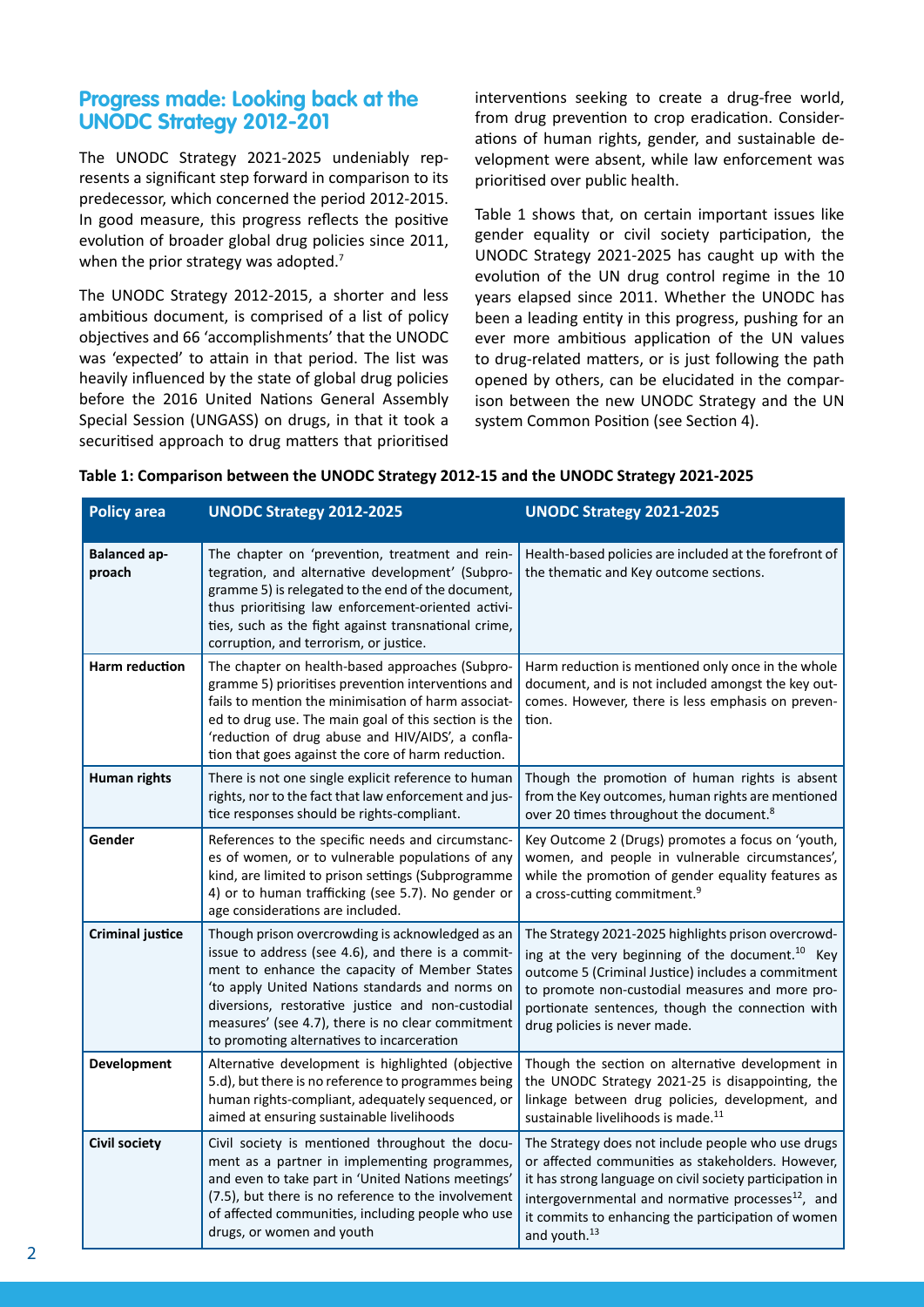## Progress made: Looking back at the UNODC Strategy 2012-201

The UNODC Strategy 2021-2025 undeniably represents a significant step forward in comparison to its predecessor, which concerned the period 2012-2015. In good measure, this progress reflects the positive evolution of broader global drug policies since 2011, when the prior strategy was adopted.[7]

The UNODC Strategy 2012-2015, a shorter and less ambitious document, is comprised of a list of policy objectives and 66 'accomplishments' that the UNODC was 'expected' to attain in that period. The list was heavily influenced by the state of global drug policies before the 2016 United Nations General Assembly Special Session (UNGASS) on drugs, in that it took a securitised approach to drug matters that prioritised interventions seeking to create a drug-free world, from drug prevention to crop eradication. Considerations of human rights, gender, and sustainable development were absent, while law enforcement was prioritised over public health.

Table 1 shows that, on certain important issues like gender equality or civil society participation, the UNODC Strategy 2021-2025 has caught up with the evolution of the UN drug control regime in the 10 years elapsed since 2011. Whether the UNODC has been a leading entity in this progress, pushing for an ever more ambitious application of the UN values to drug-related matters, or is just following the path opened by others, can be elucidated in the comparison between the new UNODC Strategy and the UN system Common Position (see Section 4).

**Table 1: Comparison between the UNODC Strategy 2012-15 and the UNODC Strategy 2021-2025**

| Policy area | UNODC Strategy 2012-2025 | UNODC Strategy 2021-2025 |
|---|---|---|
| **Balanced approach** | The chapter on 'prevention, treatment and reintegration, and alternative development' (Subprogramme 5) is relegated to the end of the document, thus prioritising law enforcement-oriented activities, such as the fight against transnational crime, corruption, and terrorism, or justice. | Health-based policies are included at the forefront of the thematic and Key outcome sections. |
| **Harm reduction** | The chapter on health-based approaches (Subprogramme 5) prioritises prevention interventions and fails to mention the minimisation of harm associated to drug use. The main goal of this section is the 'reduction of drug abuse and HIV/AIDS', a conflation that goes against the core of harm reduction. | Harm reduction is mentioned only once in the whole document, and is not included amongst the key outcomes. However, there is less emphasis on prevention. |
| **Human rights** | There is not one single explicit reference to human rights, nor to the fact that law enforcement and justice responses should be rights-compliant. | Though the promotion of human rights is absent from the Key outcomes, human rights are mentioned over 20 times throughout the document.[8] |
| **Gender** | References to the specific needs and circumstances of women, or to vulnerable populations of any kind, are limited to prison settings (Subprogramme 4) or to human trafficking (see 5.7). No gender or age considerations are included. | Key Outcome 2 (Drugs) promotes a focus on 'youth, women, and people in vulnerable circumstances', while the promotion of gender equality features as a cross-cutting commitment.[9] |
| **Criminal justice** | Though prison overcrowding is acknowledged as an issue to address (see 4.6), and there is a commitment to enhance the capacity of Member States 'to apply United Nations standards and norms on diversions, restorative justice and non-custodial measures' (see 4.7), there is no clear commitment to promoting alternatives to incarceration | The Strategy 2021-2025 highlights prison overcrowding at the very beginning of the document.[10] Key outcome 5 (Criminal Justice) includes a commitment to promote non-custodial measures and more proportionate sentences, though the connection with drug policies is never made. |
| **Development** | Alternative development is highlighted (objective 5.d), but there is no reference to programmes being human rights-compliant, adequately sequenced, or aimed at ensuring sustainable livelihoods | Though the section on alternative development in the UNODC Strategy 2021-25 is disappointing, the linkage between drug policies, development, and sustainable livelihoods is made.[11] |
| **Civil society** | Civil society is mentioned throughout the document as a partner in implementing programmes, and even to take part in 'United Nations meetings' (7.5), but there is no reference to the involvement of affected communities, including people who use drugs, or women and youth | The Strategy does not include people who use drugs or affected communities as stakeholders. However, it has strong language on civil society participation in intergovernmental and normative processes[12], and it commits to enhancing the participation of women and youth.[13] |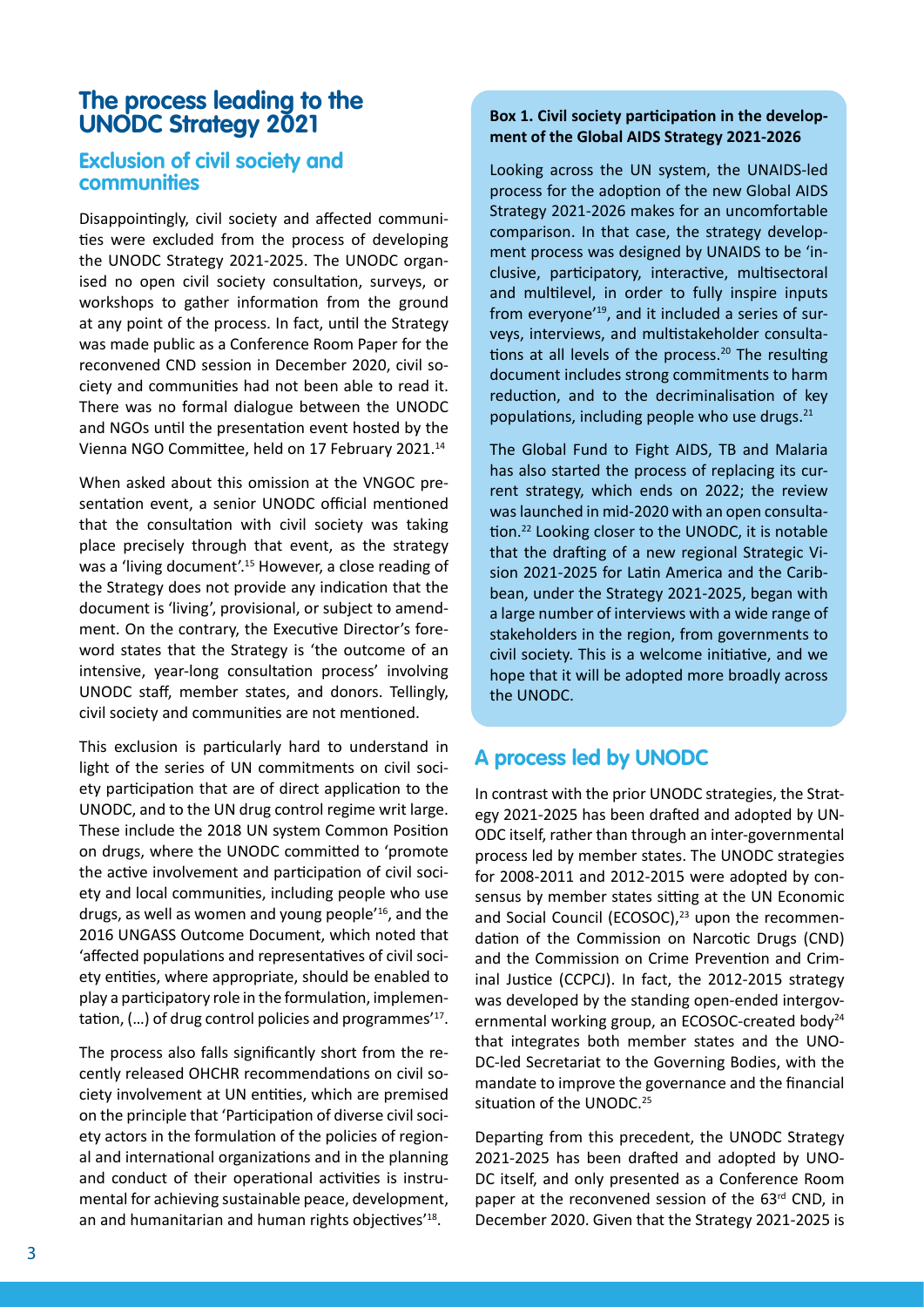## The process leading to the UNODC Strategy 2021

### Exclusion of civil society and communities

Disappointingly, civil society and affected communities were excluded from the process of developing the UNODC Strategy 2021-2025. The UNODC organised no open civil society consultation, surveys, or workshops to gather information from the ground at any point of the process. In fact, until the Strategy was made public as a Conference Room Paper for the reconvened CND session in December 2020, civil society and communities had not been able to read it. There was no formal dialogue between the UNODC and NGOs until the presentation event hosted by the Vienna NGO Committee, held on 17 February 2021.[14]

When asked about this omission at the VNGOC presentation event, a senior UNODC official mentioned that the consultation with civil society was taking place precisely through that event, as the strategy was a 'living document'.[15] However, a close reading of the Strategy does not provide any indication that the document is 'living', provisional, or subject to amendment. On the contrary, the Executive Director's foreword states that the Strategy is 'the outcome of an intensive, year-long consultation process' involving UNODC staff, member states, and donors. Tellingly, civil society and communities are not mentioned.

This exclusion is particularly hard to understand in light of the series of UN commitments on civil society participation that are of direct application to the UNODC, and to the UN drug control regime writ large. These include the 2018 UN system Common Position on drugs, where the UNODC committed to 'promote the active involvement and participation of civil society and local communities, including people who use drugs, as well as women and young people'[16], and the 2016 UNGASS Outcome Document, which noted that 'affected populations and representatives of civil society entities, where appropriate, should be enabled to play a participatory role in the formulation, implementation, (…) of drug control policies and programmes'[17].

The process also falls significantly short from the recently released OHCHR recommendations on civil society involvement at UN entities, which are premised on the principle that 'Participation of diverse civil society actors in the formulation of the policies of regional and international organizations and in the planning and conduct of their operational activities is instrumental for achieving sustainable peace, development, an and humanitarian and human rights objectives'[18].

**Box 1. Civil society participation in the development of the Global AIDS Strategy 2021-2026**

Looking across the UN system, the UNAIDS-led process for the adoption of the new Global AIDS Strategy 2021-2026 makes for an uncomfortable comparison. In that case, the strategy development process was designed by UNAIDS to be 'inclusive, participatory, interactive, multisectoral and multilevel, in order to fully inspire inputs from everyone'[19], and it included a series of surveys, interviews, and multistakeholder consultations at all levels of the process.[20] The resulting document includes strong commitments to harm reduction, and to the decriminalisation of key populations, including people who use drugs.[21]

The Global Fund to Fight AIDS, TB and Malaria has also started the process of replacing its current strategy, which ends on 2022; the review was launched in mid-2020 with an open consultation.[22] Looking closer to the UNODC, it is notable that the drafting of a new regional Strategic Vision 2021-2025 for Latin America and the Caribbean, under the Strategy 2021-2025, began with a large number of interviews with a wide range of stakeholders in the region, from governments to civil society. This is a welcome initiative, and we hope that it will be adopted more broadly across the UNODC.

### A process led by UNODC

In contrast with the prior UNODC strategies, the Strategy 2021-2025 has been drafted and adopted by UNODC itself, rather than through an inter-governmental process led by member states. The UNODC strategies for 2008-2011 and 2012-2015 were adopted by consensus by member states sitting at the UN Economic and Social Council (ECOSOC),[23] upon the recommendation of the Commission on Narcotic Drugs (CND) and the Commission on Crime Prevention and Criminal Justice (CCPCJ). In fact, the 2012-2015 strategy was developed by the standing open-ended intergovernmental working group, an ECOSOC-created body[24] that integrates both member states and the UNODC-led Secretariat to the Governing Bodies, with the mandate to improve the governance and the financial situation of the UNODC.[25]

Departing from this precedent, the UNODC Strategy 2021-2025 has been drafted and adopted by UNODC itself, and only presented as a Conference Room paper at the reconvened session of the 63rd CND, in December 2020. Given that the Strategy 2021-2025 is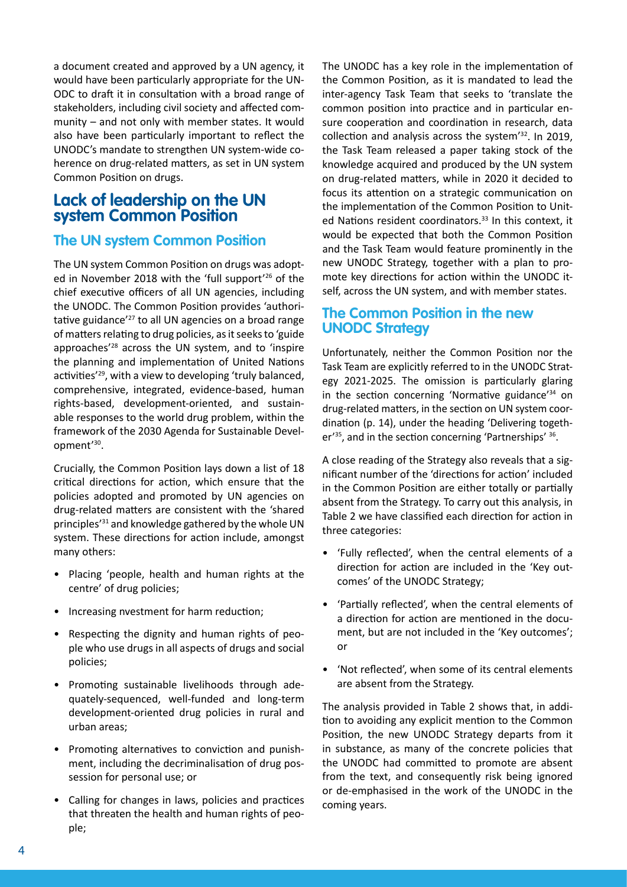a document created and approved by a UN agency, it would have been particularly appropriate for the UNODC to draft it in consultation with a broad range of stakeholders, including civil society and affected community – and not only with member states. It would also have been particularly important to reflect the UNODC's mandate to strengthen UN system-wide coherence on drug-related matters, as set in UN system Common Position on drugs.

## Lack of leadership on the UN system Common Position

### The UN system Common Position

The UN system Common Position on drugs was adopted in November 2018 with the 'full support'[26] of the chief executive officers of all UN agencies, including the UNODC. The Common Position provides 'authoritative guidance'[27] to all UN agencies on a broad range of matters relating to drug policies, as it seeks to 'guide approaches'[28] across the UN system, and to 'inspire the planning and implementation of United Nations activities'[29], with a view to developing 'truly balanced, comprehensive, integrated, evidence-based, human rights-based, development-oriented, and sustainable responses to the world drug problem, within the framework of the 2030 Agenda for Sustainable Development'[30].

Crucially, the Common Position lays down a list of 18 critical directions for action, which ensure that the policies adopted and promoted by UN agencies on drug-related matters are consistent with the 'shared principles'[31] and knowledge gathered by the whole UN system. These directions for action include, amongst many others:

- Placing 'people, health and human rights at the centre' of drug policies;
- Increasing nvestment for harm reduction;
- Respecting the dignity and human rights of people who use drugs in all aspects of drugs and social policies;
- Promoting sustainable livelihoods through adequately-sequenced, well-funded and long-term development-oriented drug policies in rural and urban areas;
- Promoting alternatives to conviction and punishment, including the decriminalisation of drug possession for personal use; or
- Calling for changes in laws, policies and practices that threaten the health and human rights of people;

The UNODC has a key role in the implementation of the Common Position, as it is mandated to lead the inter-agency Task Team that seeks to 'translate the common position into practice and in particular ensure cooperation and coordination in research, data collection and analysis across the system'[32]. In 2019, the Task Team released a paper taking stock of the knowledge acquired and produced by the UN system on drug-related matters, while in 2020 it decided to focus its attention on a strategic communication on the implementation of the Common Position to United Nations resident coordinators.[33] In this context, it would be expected that both the Common Position and the Task Team would feature prominently in the new UNODC Strategy, together with a plan to promote key directions for action within the UNODC itself, across the UN system, and with member states.

### The Common Position in the new UNODC Strategy

Unfortunately, neither the Common Position nor the Task Team are explicitly referred to in the UNODC Strategy 2021-2025. The omission is particularly glaring in the section concerning 'Normative guidance'[34] on drug-related matters, in the section on UN system coordination (p. 14), under the heading 'Delivering together'[35], and in the section concerning 'Partnerships' [36].

A close reading of the Strategy also reveals that a significant number of the 'directions for action' included in the Common Position are either totally or partially absent from the Strategy. To carry out this analysis, in Table 2 we have classified each direction for action in three categories:

- 'Fully reflected', when the central elements of a direction for action are included in the 'Key outcomes' of the UNODC Strategy;
- 'Partially reflected', when the central elements of a direction for action are mentioned in the document, but are not included in the 'Key outcomes'; or
- 'Not reflected', when some of its central elements are absent from the Strategy.

The analysis provided in Table 2 shows that, in addition to avoiding any explicit mention to the Common Position, the new UNODC Strategy departs from it in substance, as many of the concrete policies that the UNODC had committed to promote are absent from the text, and consequently risk being ignored or de-emphasised in the work of the UNODC in the coming years.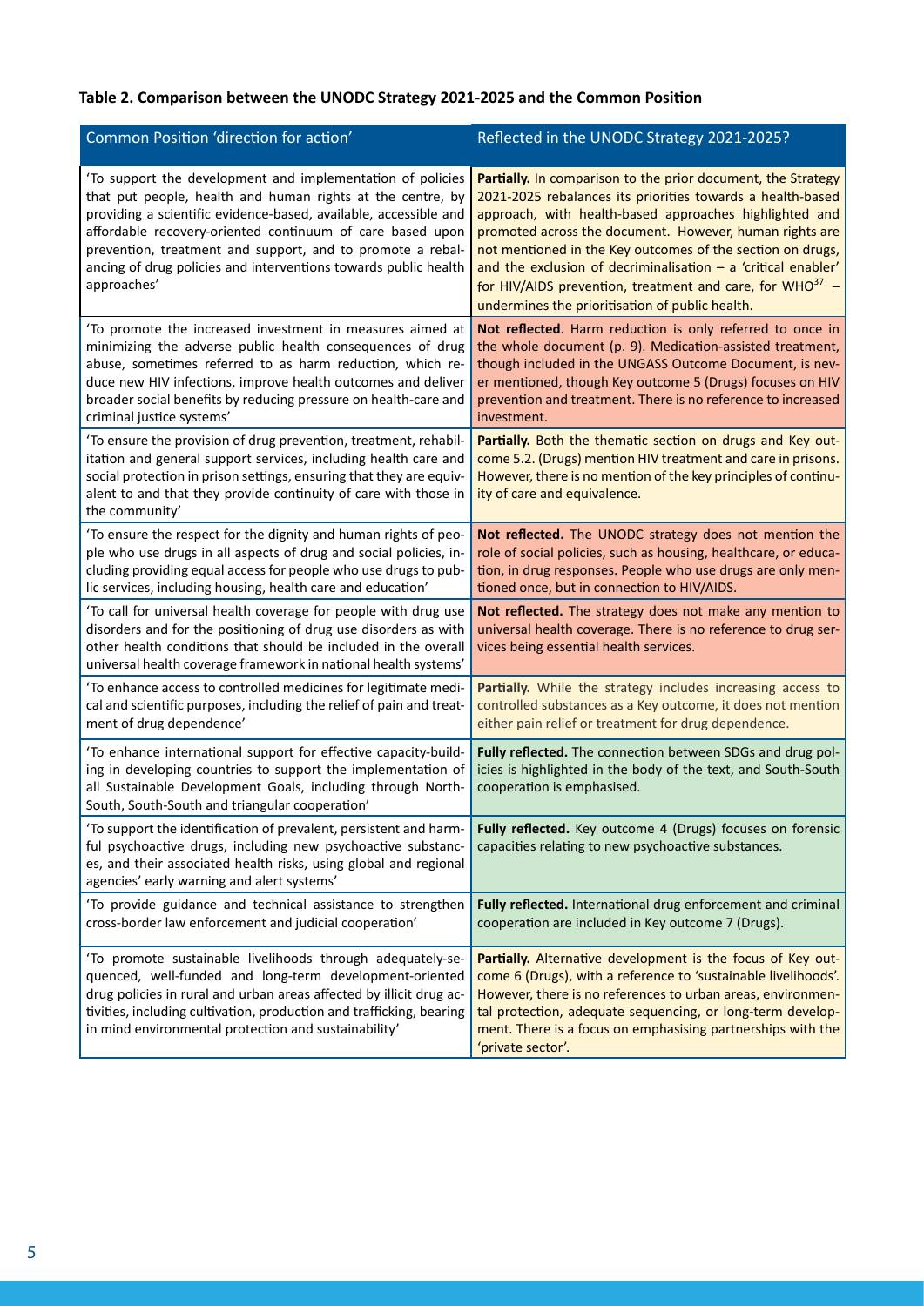**Table 2. Comparison between the UNODC Strategy 2021-2025 and the Common Position**

| Common Position 'direction for action' | Reflected in the UNODC Strategy 2021-2025? |
|---|---|
| 'To support the development and implementation of policies that put people, health and human rights at the centre, by providing a scientific evidence-based, available, accessible and affordable recovery-oriented continuum of care based upon prevention, treatment and support, and to promote a rebalancing of drug policies and interventions towards public health approaches' | **Partially.** In comparison to the prior document, the Strategy 2021-2025 rebalances its priorities towards a health-based approach, with health-based approaches highlighted and promoted across the document. However, human rights are not mentioned in the Key outcomes of the section on drugs, and the exclusion of decriminalisation – a 'critical enabler' for HIV/AIDS prevention, treatment and care, for WHO[37] – undermines the prioritisation of public health. |
| 'To promote the increased investment in measures aimed at minimizing the adverse public health consequences of drug abuse, sometimes referred to as harm reduction, which reduce new HIV infections, improve health outcomes and deliver broader social benefits by reducing pressure on health-care and criminal justice systems' | **Not reflected**. Harm reduction is only referred to once in the whole document (p. 9). Medication-assisted treatment, though included in the UNGASS Outcome Document, is never mentioned, though Key outcome 5 (Drugs) focuses on HIV prevention and treatment. There is no reference to increased investment. |
| 'To ensure the provision of drug prevention, treatment, rehabilitation and general support services, including health care and social protection in prison settings, ensuring that they are equivalent to and that they provide continuity of care with those in the community' | **Partially.** Both the thematic section on drugs and Key outcome 5.2. (Drugs) mention HIV treatment and care in prisons. However, there is no mention of the key principles of continuity of care and equivalence. |
| 'To ensure the respect for the dignity and human rights of people who use drugs in all aspects of drug and social policies, including providing equal access for people who use drugs to public services, including housing, health care and education' | **Not reflected.** The UNODC strategy does not mention the role of social policies, such as housing, healthcare, or education, in drug responses. People who use drugs are only mentioned once, but in connection to HIV/AIDS. |
| 'To call for universal health coverage for people with drug use disorders and for the positioning of drug use disorders as with other health conditions that should be included in the overall universal health coverage framework in national health systems' | **Not reflected.** The strategy does not make any mention to universal health coverage. There is no reference to drug services being essential health services. |
| 'To enhance access to controlled medicines for legitimate medical and scientific purposes, including the relief of pain and treatment of drug dependence' | **Partially.** While the strategy includes increasing access to controlled substances as a Key outcome, it does not mention either pain relief or treatment for drug dependence. |
| 'To enhance international support for effective capacity-building in developing countries to support the implementation of all Sustainable Development Goals, including through North-South, South-South and triangular cooperation' | **Fully reflected.** The connection between SDGs and drug policies is highlighted in the body of the text, and South-South cooperation is emphasised. |
| 'To support the identification of prevalent, persistent and harmful psychoactive drugs, including new psychoactive substances, and their associated health risks, using global and regional agencies' early warning and alert systems' | **Fully reflected.** Key outcome 4 (Drugs) focuses on forensic capacities relating to new psychoactive substances. |
| 'To provide guidance and technical assistance to strengthen cross-border law enforcement and judicial cooperation' | **Fully reflected.** International drug enforcement and criminal cooperation are included in Key outcome 7 (Drugs). |
| 'To promote sustainable livelihoods through adequately-sequenced, well-funded and long-term development-oriented drug policies in rural and urban areas affected by illicit drug activities, including cultivation, production and trafficking, bearing in mind environmental protection and sustainability' | **Partially.** Alternative development is the focus of Key outcome 6 (Drugs), with a reference to 'sustainable livelihoods'. However, there is no references to urban areas, environmental protection, adequate sequencing, or long-term development. There is a focus on emphasising partnerships with the 'private sector'. |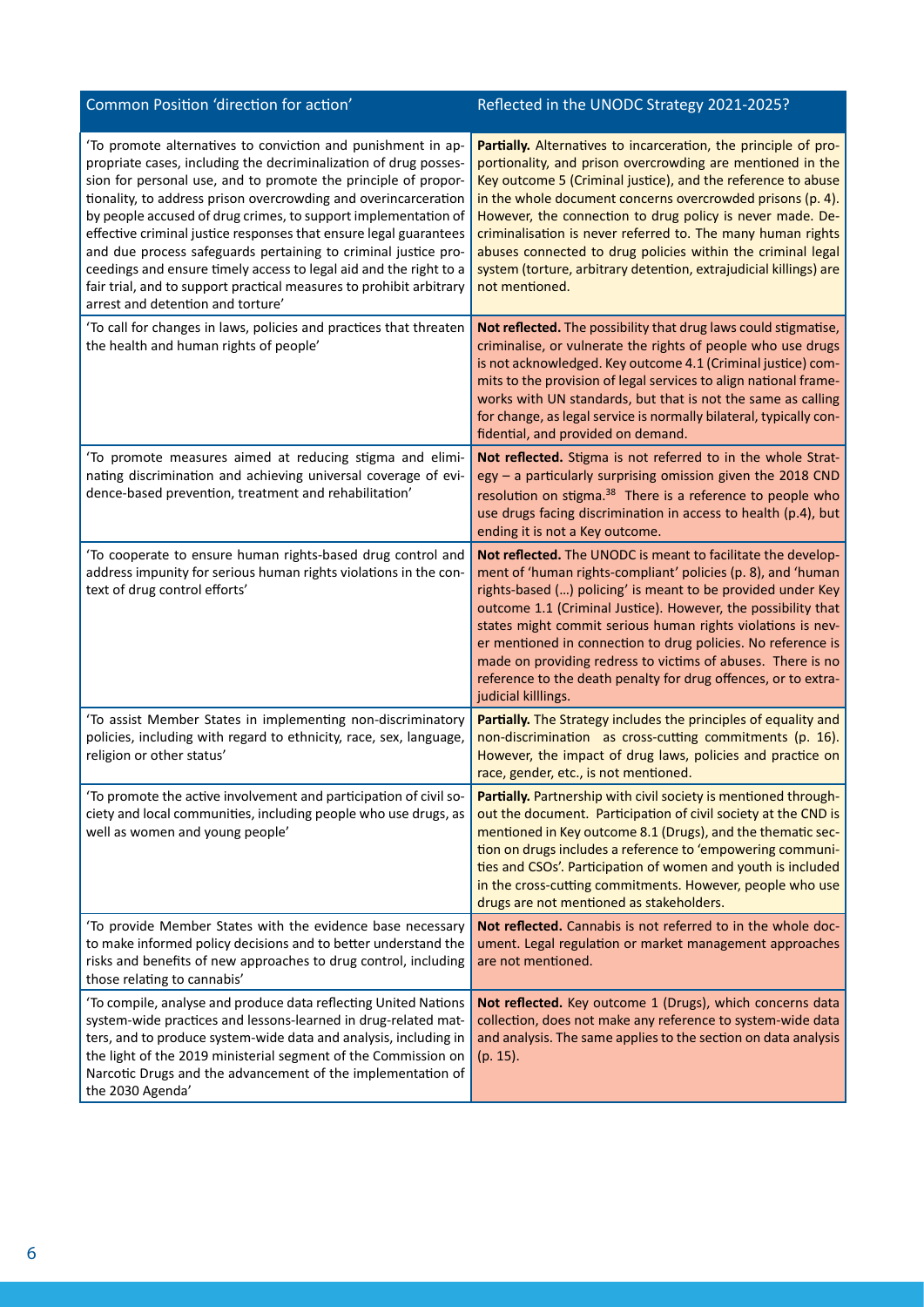| Common Position 'direction for action' | Reflected in the UNODC Strategy 2021-2025? |
|---|---|
| 'To promote alternatives to conviction and punishment in appropriate cases, including the decriminalization of drug possession for personal use, and to promote the principle of proportionality, to address prison overcrowding and overincarceration by people accused of drug crimes, to support implementation of effective criminal justice responses that ensure legal guarantees and due process safeguards pertaining to criminal justice proceedings and ensure timely access to legal aid and the right to a fair trial, and to support practical measures to prohibit arbitrary arrest and detention and torture' | **Partially.** Alternatives to incarceration, the principle of proportionality, and prison overcrowding are mentioned in the Key outcome 5 (Criminal justice), and the reference to abuse in the whole document concerns overcrowded prisons (p. 4). However, the connection to drug policy is never made. Decriminalisation is never referred to. The many human rights abuses connected to drug policies within the criminal legal system (torture, arbitrary detention, extrajudicial killings) are not mentioned. |
| 'To call for changes in laws, policies and practices that threaten the health and human rights of people' | **Not reflected.** The possibility that drug laws could stigmatise, criminalise, or vulnerate the rights of people who use drugs is not acknowledged. Key outcome 4.1 (Criminal justice) commits to the provision of legal services to align national frameworks with UN standards, but that is not the same as calling for change, as legal service is normally bilateral, typically confidential, and provided on demand. |
| 'To promote measures aimed at reducing stigma and eliminating discrimination and achieving universal coverage of evidence-based prevention, treatment and rehabilitation' | **Not reflected.** Stigma is not referred to in the whole Strategy – a particularly surprising omission given the 2018 CND resolution on stigma.[38] There is a reference to people who use drugs facing discrimination in access to health (p.4), but ending it is not a Key outcome. |
| 'To cooperate to ensure human rights-based drug control and address impunity for serious human rights violations in the context of drug control efforts' | **Not reflected.** The UNODC is meant to facilitate the development of 'human rights-compliant' policies (p. 8), and 'human rights-based (…) policing' is meant to be provided under Key outcome 1.1 (Criminal Justice). However, the possibility that states might commit serious human rights violations is never mentioned in connection to drug policies. No reference is made on providing redress to victims of abuses. There is no reference to the death penalty for drug offences, or to extrajudicial killlings. |
| 'To assist Member States in implementing non-discriminatory policies, including with regard to ethnicity, race, sex, language, religion or other status' | **Partially.** The Strategy includes the principles of equality and non-discrimination as cross-cutting commitments (p. 16). However, the impact of drug laws, policies and practice on race, gender, etc., is not mentioned. |
| 'To promote the active involvement and participation of civil society and local communities, including people who use drugs, as well as women and young people' | **Partially.** Partnership with civil society is mentioned throughout the document. Participation of civil society at the CND is mentioned in Key outcome 8.1 (Drugs), and the thematic section on drugs includes a reference to 'empowering communities and CSOs'. Participation of women and youth is included in the cross-cutting commitments. However, people who use drugs are not mentioned as stakeholders. |
| 'To provide Member States with the evidence base necessary to make informed policy decisions and to better understand the risks and benefits of new approaches to drug control, including those relating to cannabis' | **Not reflected.** Cannabis is not referred to in the whole document. Legal regulation or market management approaches are not mentioned. |
| 'To compile, analyse and produce data reflecting United Nations system-wide practices and lessons-learned in drug-related matters, and to produce system-wide data and analysis, including in the light of the 2019 ministerial segment of the Commission on Narcotic Drugs and the advancement of the implementation of the 2030 Agenda' | **Not reflected.** Key outcome 1 (Drugs), which concerns data collection, does not make any reference to system-wide data and analysis. The same applies to the section on data analysis (p. 15). |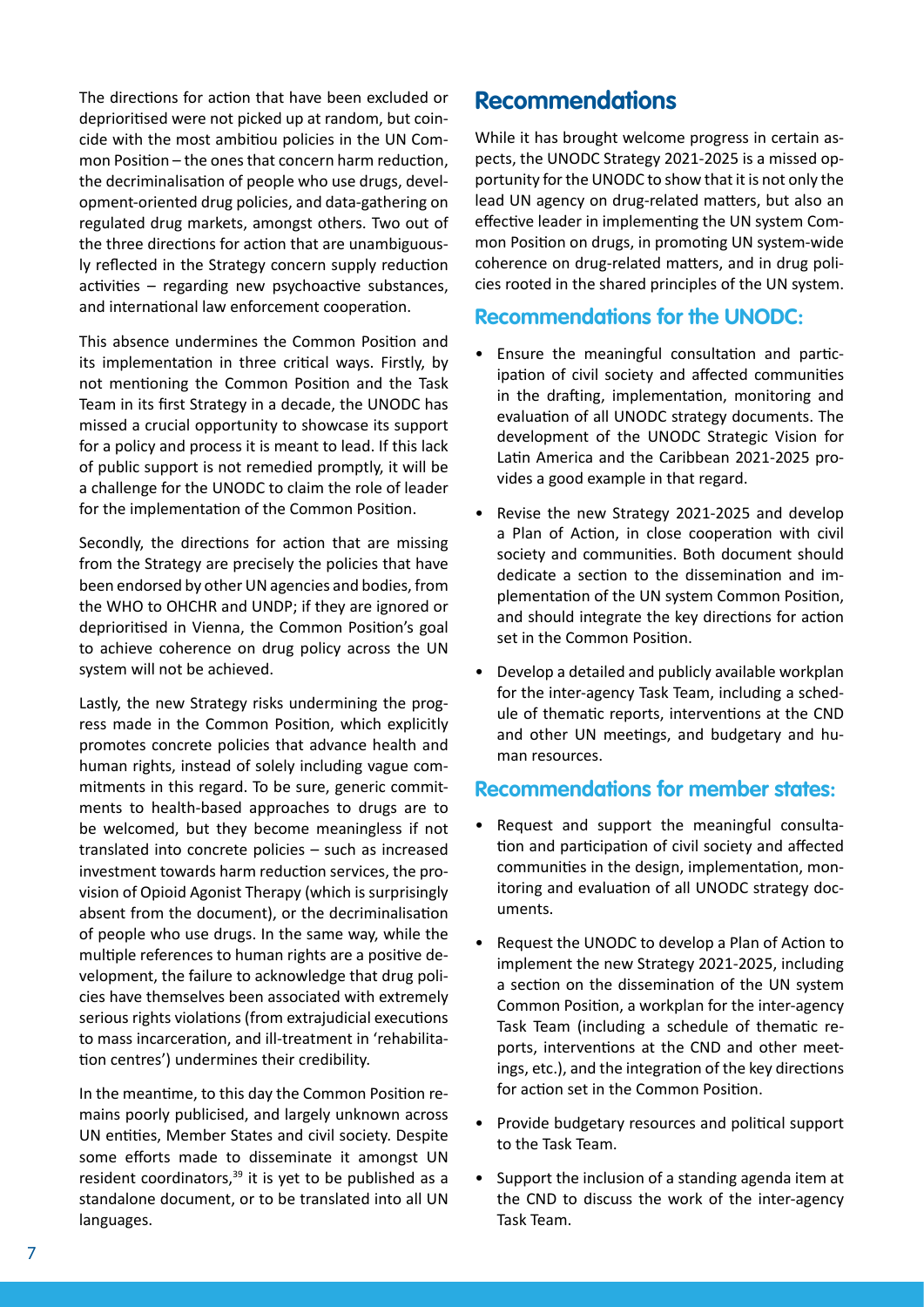The directions for action that have been excluded or deprioritised were not picked up at random, but coincide with the most ambitiou policies in the UN Common Position – the ones that concern harm reduction, the decriminalisation of people who use drugs, development-oriented drug policies, and data-gathering on regulated drug markets, amongst others. Two out of the three directions for action that are unambiguously reflected in the Strategy concern supply reduction activities – regarding new psychoactive substances, and international law enforcement cooperation.

This absence undermines the Common Position and its implementation in three critical ways. Firstly, by not mentioning the Common Position and the Task Team in its first Strategy in a decade, the UNODC has missed a crucial opportunity to showcase its support for a policy and process it is meant to lead. If this lack of public support is not remedied promptly, it will be a challenge for the UNODC to claim the role of leader for the implementation of the Common Position.

Secondly, the directions for action that are missing from the Strategy are precisely the policies that have been endorsed by other UN agencies and bodies, from the WHO to OHCHR and UNDP; if they are ignored or deprioritised in Vienna, the Common Position's goal to achieve coherence on drug policy across the UN system will not be achieved.

Lastly, the new Strategy risks undermining the progress made in the Common Position, which explicitly promotes concrete policies that advance health and human rights, instead of solely including vague commitments in this regard. To be sure, generic commitments to health-based approaches to drugs are to be welcomed, but they become meaningless if not translated into concrete policies – such as increased investment towards harm reduction services, the provision of Opioid Agonist Therapy (which is surprisingly absent from the document), or the decriminalisation of people who use drugs. In the same way, while the multiple references to human rights are a positive development, the failure to acknowledge that drug policies have themselves been associated with extremely serious rights violations (from extrajudicial executions to mass incarceration, and ill-treatment in 'rehabilitation centres') undermines their credibility.

In the meantime, to this day the Common Position remains poorly publicised, and largely unknown across UN entities, Member States and civil society. Despite some efforts made to disseminate it amongst UN resident coordinators,[39] it is yet to be published as a standalone document, or to be translated into all UN languages.

## Recommendations

While it has brought welcome progress in certain aspects, the UNODC Strategy 2021-2025 is a missed opportunity for the UNODC to show that it is not only the lead UN agency on drug-related matters, but also an effective leader in implementing the UN system Common Position on drugs, in promoting UN system-wide coherence on drug-related matters, and in drug policies rooted in the shared principles of the UN system.

### Recommendations for the UNODC:

- Ensure the meaningful consultation and participation of civil society and affected communities in the drafting, implementation, monitoring and evaluation of all UNODC strategy documents. The development of the UNODC Strategic Vision for Latin America and the Caribbean 2021-2025 provides a good example in that regard.
- Revise the new Strategy 2021-2025 and develop a Plan of Action, in close cooperation with civil society and communities. Both document should dedicate a section to the dissemination and implementation of the UN system Common Position, and should integrate the key directions for action set in the Common Position.
- Develop a detailed and publicly available workplan for the inter-agency Task Team, including a schedule of thematic reports, interventions at the CND and other UN meetings, and budgetary and human resources.

### Recommendations for member states:

- Request and support the meaningful consultation and participation of civil society and affected communities in the design, implementation, monitoring and evaluation of all UNODC strategy documents.
- Request the UNODC to develop a Plan of Action to implement the new Strategy 2021-2025, including a section on the dissemination of the UN system Common Position, a workplan for the inter-agency Task Team (including a schedule of thematic reports, interventions at the CND and other meetings, etc.), and the integration of the key directions for action set in the Common Position.
- Provide budgetary resources and political support to the Task Team.
- Support the inclusion of a standing agenda item at the CND to discuss the work of the inter-agency Task Team.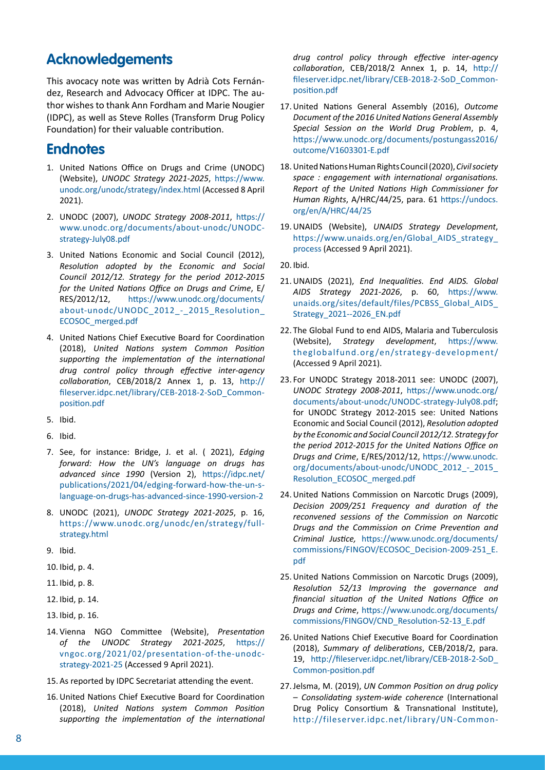## Acknowledgements

This avocacy note was written by Adrià Cots Fernández, Research and Advocacy Officer at IDPC. The author wishes to thank Ann Fordham and Marie Nougier (IDPC), as well as Steve Rolles (Transform Drug Policy Foundation) for their valuable contribution.

## Endnotes

1. United Nations Office on Drugs and Crime (UNODC) (Website), *UNODC Strategy 2021-2025*, https://www.unodc.org/unodc/strategy/index.html (Accessed 8 April 2021).
2. UNODC (2007), *UNODC Strategy 2008-2011*, https://www.unodc.org/documents/about-unodc/UNODC-strategy-July08.pdf
3. United Nations Economic and Social Council (2012), *Resolution adopted by the Economic and Social Council 2012/12. Strategy for the period 2012-2015 for the United Nations Office on Drugs and Crime*, E/RES/2012/12, https://www.unodc.org/documents/about-unodc/UNODC_2012_-_2015_Resolution_ECOSOC_merged.pdf
4. United Nations Chief Executive Board for Coordination (2018), *United Nations system Common Position supporting the implementation of the international drug control policy through effective inter-agency collaboration*, CEB/2018/2 Annex 1, p. 13, http://fileserver.idpc.net/library/CEB-2018-2-SoD_Common-position.pdf
5. Ibid.
6. Ibid.
7. See, for instance: Bridge, J. et al. ( 2021), *Edging forward: How the UN's language on drugs has advanced since 1990* (Version 2), https://idpc.net/publications/2021/04/edging-forward-how-the-un-s-language-on-drugs-has-advanced-since-1990-version-2
8. UNODC (2021), *UNODC Strategy 2021-2025*, p. 16, https://www.unodc.org/unodc/en/strategy/full-strategy.html
9. Ibid.
10. Ibid, p. 4.
11. Ibid, p. 8.
12. Ibid, p. 14.
13. Ibid, p. 16.
14. Vienna NGO Committee (Website), *Presentation of the UNODC Strategy 2021-2025*, https://vngoc.org/2021/02/presentation-of-the-unodc-strategy-2021-25 (Accessed 9 April 2021).
15. As reported by IDPC Secretariat attending the event.
16. United Nations Chief Executive Board for Coordination (2018), *United Nations system Common Position supporting the implementation of the international drug control policy through effective inter-agency collaboration*, CEB/2018/2 Annex 1, p. 14, http://fileserver.idpc.net/library/CEB-2018-2-SoD_Common-position.pdf
17. United Nations General Assembly (2016), *Outcome Document of the 2016 United Nations General Assembly Special Session on the World Drug Problem*, p. 4, https://www.unodc.org/documents/postungass2016/outcome/V1603301-E.pdf
18. United Nations Human Rights Council (2020), *Civil society space : engagement with international organisations. Report of the United Nations High Commissioner for Human Rights*, A/HRC/44/25, para. 61 https://undocs.org/en/A/HRC/44/25
19. UNAIDS (Website), *UNAIDS Strategy Development*, https://www.unaids.org/en/Global_AIDS_strategy_process (Accessed 9 April 2021).
20. Ibid.
21. UNAIDS (2021), *End Inequalities. End AIDS. Global AIDS Strategy 2021-2026*, p. 60, https://www.unaids.org/sites/default/files/PCBSS_Global_AIDS_Strategy_2021--2026_EN.pdf
22. The Global Fund to end AIDS, Malaria and Tuberculosis (Website), *Strategy development*, https://www.theglobalfund.org/en/strategy-development/ (Accessed 9 April 2021).
23. For UNODC Strategy 2018-2011 see: UNODC (2007), *UNODC Strategy 2008-2011*, https://www.unodc.org/documents/about-unodc/UNODC-strategy-July08.pdf; for UNODC Strategy 2012-2015 see: United Nations Economic and Social Council (2012), *Resolution adopted by the Economic and Social Council 2012/12. Strategy for the period 2012-2015 for the United Nations Office on Drugs and Crime*, E/RES/2012/12, https://www.unodc.org/documents/about-unodc/UNODC_2012_-_2015_Resolution_ECOSOC_merged.pdf
24. United Nations Commission on Narcotic Drugs (2009), *Decision 2009/251 Frequency and duration of the reconvened sessions of the Commission on Narcotic Drugs and the Commission on Crime Prevention and Criminal Justice,* https://www.unodc.org/documents/commissions/FINGOV/ECOSOC_Decision-2009-251_E.pdf
25. United Nations Commission on Narcotic Drugs (2009), *Resolution 52/13 Improving the governance and financial situation of the United Nations Office on Drugs and Crime*, https://www.unodc.org/documents/commissions/FINGOV/CND_Resolution-52-13_E.pdf
26. United Nations Chief Executive Board for Coordination (2018), *Summary of deliberations*, CEB/2018/2, para. 19, http://fileserver.idpc.net/library/CEB-2018-2-SoD_Common-position.pdf
27. Jelsma, M. (2019), *UN Common Position on drug policy – Consolidating system-wide coherence* (International Drug Policy Consortium & Transnational Institute), http://fileserver.idpc.net/library/UN-Common-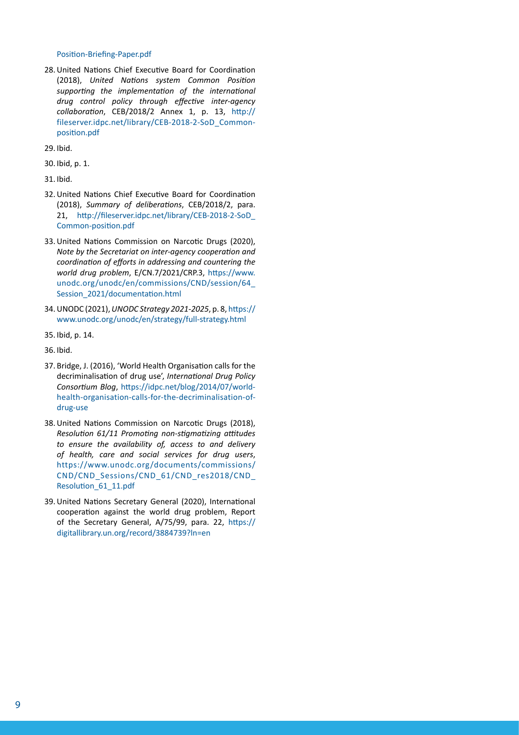Position-Briefing-Paper.pdf

28. United Nations Chief Executive Board for Coordination (2018), *United Nations system Common Position supporting the implementation of the international drug control policy through effective inter-agency collaboration*, CEB/2018/2 Annex 1, p. 13, http://fileserver.idpc.net/library/CEB-2018-2-SoD_Common-position.pdf

29. Ibid.

30. Ibid, p. 1.

31. Ibid.

32. United Nations Chief Executive Board for Coordination (2018), *Summary of deliberations*, CEB/2018/2, para. 21, http://fileserver.idpc.net/library/CEB-2018-2-SoD_Common-position.pdf

33. United Nations Commission on Narcotic Drugs (2020), *Note by the Secretariat on inter-agency cooperation and coordination of efforts in addressing and countering the world drug problem*, E/CN.7/2021/CRP.3, https://www.unodc.org/unodc/en/commissions/CND/session/64_Session_2021/documentation.html

34. UNODC (2021), *UNODC Strategy 2021-2025*, p. 8, https://www.unodc.org/unodc/en/strategy/full-strategy.html

35. Ibid, p. 14.

36. Ibid.

37. Bridge, J. (2016), 'World Health Organisation calls for the decriminalisation of drug use', *International Drug Policy Consortium Blog*, https://idpc.net/blog/2014/07/world-health-organisation-calls-for-the-decriminalisation-of-drug-use

38. United Nations Commission on Narcotic Drugs (2018), *Resolution 61/11 Promoting non-stigmatizing attitudes to ensure the availability of, access to and delivery of health, care and social services for drug users*, https://www.unodc.org/documents/commissions/CND/CND_Sessions/CND_61/CND_res2018/CND_Resolution_61_11.pdf

39. United Nations Secretary General (2020), International cooperation against the world drug problem, Report of the Secretary General, A/75/99, para. 22, https://digitallibrary.un.org/record/3884739?ln=en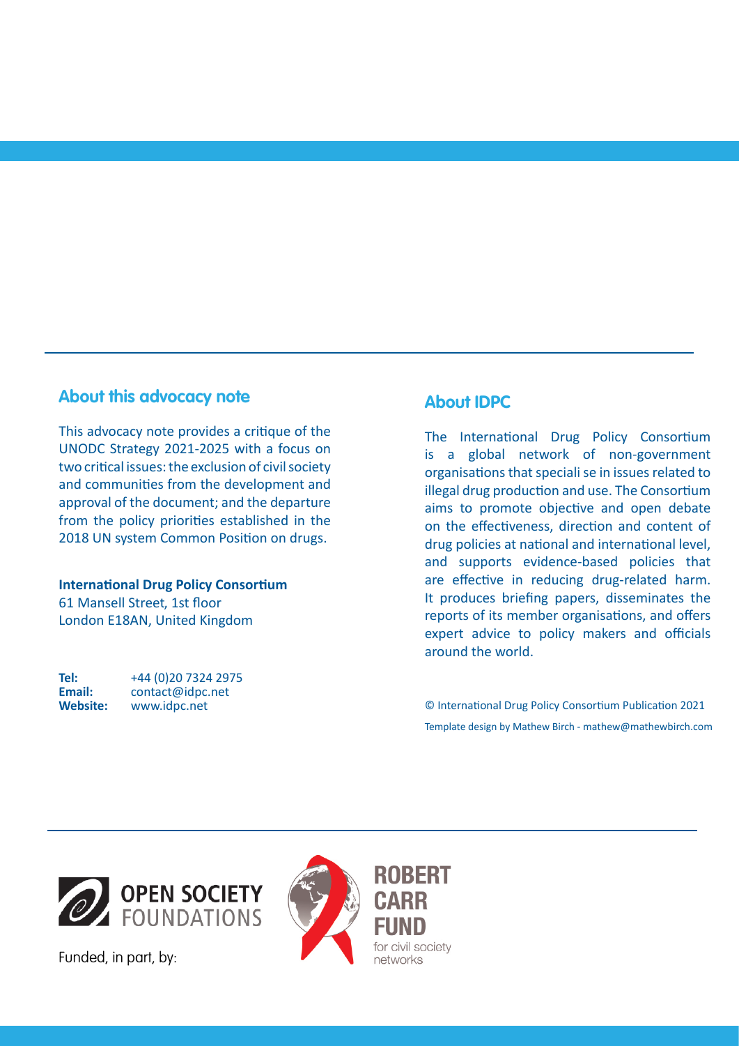## About this advocacy note

This advocacy note provides a critique of the UNODC Strategy 2021-2025 with a focus on two critical issues: the exclusion of civil society and communities from the development and approval of the document; and the departure from the policy priorities established in the 2018 UN system Common Position on drugs.

**International Drug Policy Consortium**
61 Mansell Street, 1st floor
London E18AN, United Kingdom

**Tel:** +44 (0)20 7324 2975
**Email:** contact@idpc.net
**Website:** www.idpc.net

## About IDPC

The International Drug Policy Consortium is a global network of non-government organisations that speciali se in issues related to illegal drug production and use. The Consortium aims to promote objective and open debate on the effectiveness, direction and content of drug policies at national and international level, and supports evidence-based policies that are effective in reducing drug-related harm. It produces briefing papers, disseminates the reports of its member organisations, and offers expert advice to policy makers and officials around the world.

© International Drug Policy Consortium Publication 2021

Template design by Mathew Birch - mathew@mathewbirch.com

Funded, in part, by:

OPEN SOCIETY FOUNDATIONS

ROBERT CARR FUND for civil society networks